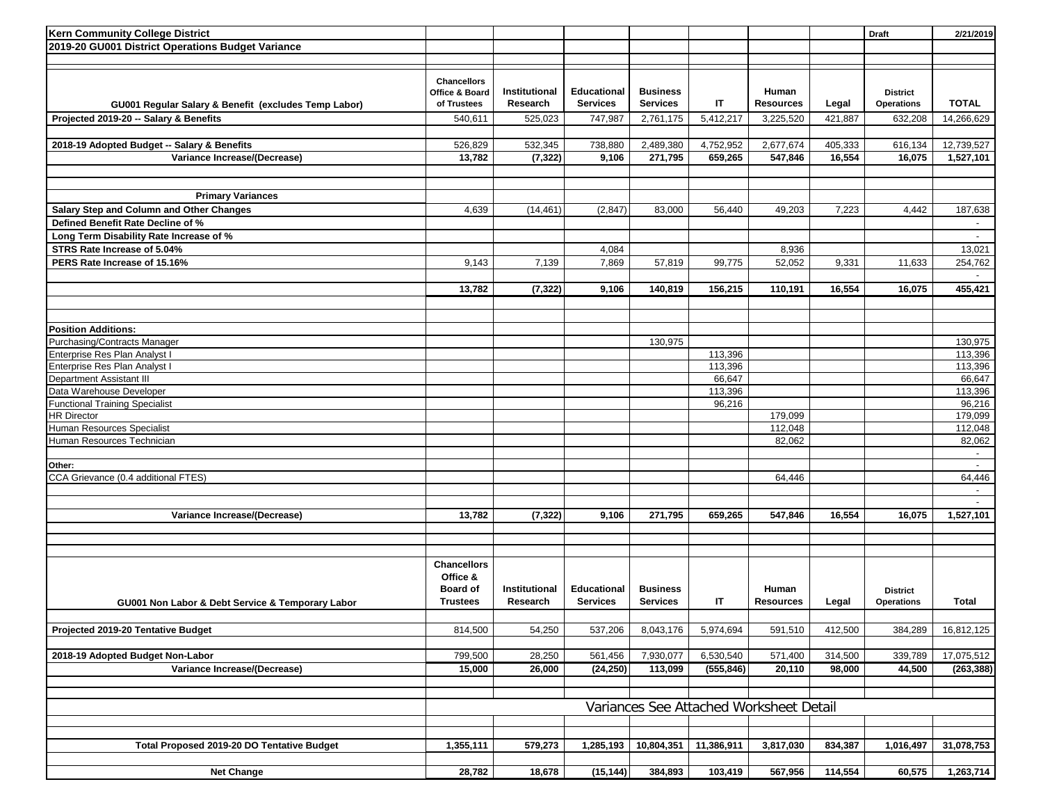**Kern Community College District** Draft 2/21/2019

**2019-20 GU001 District Operations Budget Variance**

| GU001 Regular Salary & Benefit (excludes Temp Labor) | Chancellors Office & Board of Trustees | Institutional Research | Educational Services | Business Services | IT | Human Resources | Legal | District Operations | TOTAL |
|---|---|---|---|---|---|---|---|---|---|
| **Projected 2019-20 -- Salary & Benefits** | 540,611 | 525,023 | 747,987 | 2,761,175 | 5,412,217 | 3,225,520 | 421,887 | 632,208 | 14,266,629 |
| | | | | | | | | | |
| **2018-19 Adopted Budget -- Salary & Benefits** | 526,829 | 532,345 | 738,880 | 2,489,380 | 4,752,952 | 2,677,674 | 405,333 | 616,134 | 12,739,527 |
| **Variance Increase/(Decrease)** | **13,782** | **(7,322)** | **9,106** | **271,795** | **659,265** | **547,846** | **16,554** | **16,075** | **1,527,101** |
| | | | | | | | | | |
| **Primary Variances** | | | | | | | | | |
| **Salary Step and Column and Other Changes** | 4,639 | (14,461) | (2,847) | 83,000 | 56,440 | 49,203 | 7,223 | 4,442 | 187,638 |
| **Defined Benefit Rate Decline of %** | | | | | | | | | - |
| **Long Term Disability Rate Increase of %** | | | | | | | | | - |
| **STRS Rate Increase of 5.04%** | | | 4,084 | | | 8,936 | | | 13,021 |
| **PERS Rate Increase of 15.16%** | 9,143 | 7,139 | 7,869 | 57,819 | 99,775 | 52,052 | 9,331 | 11,633 | 254,762 |
| | | | | | | | | | - |
| | **13,782** | **(7,322)** | **9,106** | **140,819** | **156,215** | **110,191** | **16,554** | **16,075** | **455,421** |
| | | | | | | | | | |
| **Position Additions:** | | | | | | | | | |
| Purchasing/Contracts Manager | | | | 130,975 | | | | | 130,975 |
| Enterprise Res Plan Analyst I | | | | | 113,396 | | | | 113,396 |
| Enterprise Res Plan Analyst I | | | | | 113,396 | | | | 113,396 |
| Department Assistant III | | | | | 66,647 | | | | 66,647 |
| Data Warehouse Developer | | | | | 113,396 | | | | 113,396 |
| Functional Training Specialist | | | | | 96,216 | | | | 96,216 |
| HR Director | | | | | | 179,099 | | | 179,099 |
| Human Resources Specialist | | | | | | 112,048 | | | 112,048 |
| Human Resources Technician | | | | | | 82,062 | | | 82,062 |
| | | | | | | | | | - |
| **Other:** | | | | | | | | | - |
| CCA Grievance (0.4 additional FTES) | | | | | | 64,446 | | | 64,446 |
| | | | | | | | | | - |
| | | | | | | | | | - |
| **Variance Increase/(Decrease)** | **13,782** | **(7,322)** | **9,106** | **271,795** | **659,265** | **547,846** | **16,554** | **16,075** | **1,527,101** |

| GU001 Non Labor & Debt Service & Temporary Labor | Chancellors Office & Board of Trustees | Institutional Research | Educational Services | Business Services | IT | Human Resources | Legal | District Operations | Total |
|---|---|---|---|---|---|---|---|---|---|
| **Projected 2019-20 Tentative Budget** | 814,500 | 54,250 | 537,206 | 8,043,176 | 5,974,694 | 591,510 | 412,500 | 384,289 | 16,812,125 |
| | | | | | | | | | |
| **2018-19 Adopted Budget Non-Labor** | 799,500 | 28,250 | 561,456 | 7,930,077 | 6,530,540 | 571,400 | 314,500 | 339,789 | 17,075,512 |
| **Variance Increase/(Decrease)** | **15,000** | **26,000** | **(24,250)** | **113,099** | **(555,846)** | **20,110** | **98,000** | **44,500** | **(263,388)** |
| | | | | | | | | | |
| | Variances See Attached Worksheet Detail | | | | | | | | |
| | | | | | | | | | |
| **Total Proposed 2019-20 DO Tentative Budget** | **1,355,111** | **579,273** | **1,285,193** | **10,804,351** | **11,386,911** | **3,817,030** | **834,387** | **1,016,497** | **31,078,753** |
| | | | | | | | | | |
| **Net Change** | **28,782** | **18,678** | **(15,144)** | **384,893** | **103,419** | **567,956** | **114,554** | **60,575** | **1,263,714** |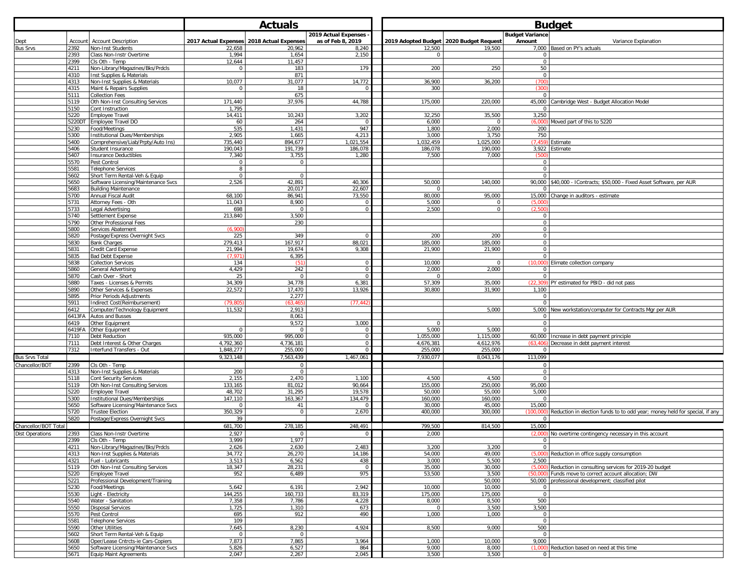| | | | Actuals | | | Budget | | | |
|---|---|---|---|---|---|---|---|---|---|
| Dept | Account | Account Description | 2017 Actual Expenses | 2018 Actual Expenses | 2019 Actual Expenses - as of Feb 8, 2019 | 2019 Adopted Budget | 2020 Budget Request | Budget Variance Amount | Variance Explanation |
| Bus Srvs | 2392 | Non-Inst Students | 22,658 | 20,962 | 8,240 | 12,500 | 19,500 | 7,000 | Based on PY's actuals |
| | 2393 | Class Non-Instr Overtime | 1,994 | 1,654 | 2,150 | 0 | | 0 | |
| | 2399 | Cls Oth - Temp | 12,644 | 11,457 | | | | 0 | |
| | 4211 | Non-Library/Magazines/Bks/Prdcls | 0 | 183 | 179 | 200 | 250 | 50 | |
| | 4310 | Inst Supplies & Materials | | 871 | | | | 0 | |
| | 4313 | Non-Inst Supplies & Materials | 10,077 | 31,077 | 14,772 | 36,900 | 36,200 | (700) | |
| | 4315 | Maint & Repairs Supplies | 0 | 18 | 0 | 300 | | (300) | |
| | 5111 | Collection Fees | | 675 | | | | 0 | |
| | 5119 | Oth Non-Inst Consulting Services | 171,440 | 37,976 | 44,788 | 175,000 | 220,000 | 45,000 | Cambridge West - Budget Allocation Model |
| | 5150 | Cont Instruction | 1,795 | | | | | 0 | |
| | 5220 | Employee Travel | 14,411 | 10,243 | 3,202 | 32,250 | 35,500 | 3,250 | |
| | 5220DT | Employee Travel DO | 60 | 264 | 0 | 6,000 | 0 | (6,000) | Moved part of this to 5220 |
| | 5230 | Food/Meetings | 535 | 1,431 | 947 | 1,800 | 2,000 | 200 | |
| | 5300 | Institutional Dues/Memberships | 2,905 | 1,665 | 4,213 | 3,000 | 3,750 | 750 | |
| | 5400 | Comprehensive/Liab/Prpty/Auto Ins) | 735,440 | 894,677 | 1,021,554 | 1,032,459 | 1,025,000 | (7,459) | Estimate |
| | 5406 | Student Insurance | 190,043 | 191,739 | 186,078 | 186,078 | 190,000 | 3,922 | Estimate |
| | 5407 | Insurance Deductibles | 7,340 | 3,755 | 1,280 | 7,500 | 7,000 | (500) | |
| | 5570 | Pest Control | 0 | 0 | | | | 0 | |
| | 5581 | Telephone Services | 8 | | | | | 0 | |
| | 5602 | Short Term Rental-Veh & Equip | 0 | 0 | | | | 0 | |
| | 5650 | Software Licensing/Maintenance Svcs | 2,526 | 42,891 | 40,306 | 50,000 | 140,000 | 90,000 | $40,000 - IContracts; $50,000 - Fixed Asset Software, per AUR |
| | 5683 | Building Maintenance | | 20,017 | 22,607 | 0 | | 0 | |
| | 5700 | Annual Fiscal Audit | 68,100 | 86,941 | 73,550 | 80,000 | 95,000 | 15,000 | Change in auditors - estimate |
| | 5731 | Attorney Fees - Oth | 11,043 | 8,900 | 0 | 5,000 | 0 | (5,000) | |
| | 5733 | Legal Advertising | 698 | 0 | 0 | 2,500 | 0 | (2,500) | |
| | 5740 | Settlement Expense | 213,840 | 3,500 | | | | 0 | |
| | 5790 | Other Professional Fees | | 230 | | | | 0 | |
| | 5800 | Services Abatement | (6,900) | | | | | 0 | |
| | 5820 | Postage/Express Overnight Svcs | 225 | 349 | 0 | 200 | 200 | 0 | |
| | 5830 | Bank Charges | 279,413 | 167,917 | 88,021 | 185,000 | 185,000 | 0 | |
| | 5831 | Credit Card Expense | 21,994 | 19,674 | 9,308 | 21,900 | 21,900 | 0 | |
| | 5835 | Bad Debt Expense | (7,971) | 6,395 | | | | 0 | |
| | 5838 | Collection Services | 134 | (51) | 0 | 10,000 | 0 | (10,000) | Elimate collection company |
| | 5860 | General Advertising | 4,429 | 242 | 0 | 2,000 | 2,000 | 0 | |
| | 5870 | Cash Over - Short | 25 | 0 | 0 | 0 | | 0 | |
| | 5880 | Taxes - Licenses & Permits | 34,309 | 34,778 | 6,381 | 57,309 | 35,000 | (22,309) | PY estimated for PBID - did not pass |
| | 5890 | Other Services & Expenses | 22,572 | 17,470 | 13,926 | 30,800 | 31,900 | 1,100 | |
| | 5895 | Prior Periods Adjustments | | 2,277 | | | | 0 | |
| | 5911 | Indirect Cost(Reimbursement) | (79,805) | (63,465) | (77,442) | | | 0 | |
| | 6412 | Computer/Technology Equipment | 11,532 | 2,913 | | | 5,000 | 5,000 | New workstation/computer for Contracts Mgr per AUR |
| | 6413FA | Autos and Busses | | 8,061 | | | | 0 | |
| | 6419 | Other Equipment | | 9,572 | 3,000 | 0 | | 0 | |
| | 6419FA | Other Equipment | 0 | 0 | 0 | 5,000 | 5,000 | 0 | |
| | 7110 | Debt Reduction | 935,000 | 995,000 | 0 | 1,055,000 | 1,115,000 | 60,000 | Increase in debt payment principle |
| | 7111 | Debt Interest & Other Charges | 4,792,360 | 4,736,181 | 0 | 4,676,381 | 4,612,976 | (63,406) | Decrease in debt payment interest |
| | 7312 | Interfund Transfers - Out | 1,848,277 | 255,000 | 0 | 255,000 | 255,000 | 0 | |
| Bus Srvs Total | | | 9,323,148 | 7,563,439 | 1,467,061 | 7,930,077 | 8,043,176 | 113,099 | |
| Chancellor/BOT | 2399 | Cls Oth - Temp | | 0 | | | | 0 | |
| | 4313 | Non-Inst Supplies & Materials | 200 | 0 | | | | 0 | |
| | 5118 | Cont Security Services | 2,155 | 2,470 | 1,100 | 4,500 | 4,500 | 0 | |
| | 5119 | Oth Non-Inst Consulting Services | 133,165 | 81,012 | 90,664 | 155,000 | 250,000 | 95,000 | |
| | 5220 | Employee Travel | 48,702 | 31,295 | 19,578 | 50,000 | 55,000 | 5,000 | |
| | 5300 | Institutional Dues/Memberships | 147,110 | 163,367 | 134,479 | 160,000 | 160,000 | 0 | |
| | 5650 | Software Licensing/Maintenance Svcs | 0 | 41 | 0 | 30,000 | 45,000 | 15,000 | |
| | 5720 | Trustee Election | 350,329 | 0 | 2,670 | 400,000 | 300,000 | (100,000) | Reduction in election funds to to odd year; money held for special, if any |
| | 5820 | Postage/Express Overnight Svcs | 39 | | | | | 0 | |
| Chancellor/BOT Total | | | 681,700 | 278,185 | 248,491 | 799,500 | 814,500 | 15,000 | |
| Dist Operations | 2393 | Class Non-Instr Overtime | 2,927 | 0 | 0 | 2,000 | | (2,000) | No overtime contingency necessary in this account |
| | 2399 | Cls Oth - Temp | 3,999 | 1,977 | | | | 0 | |
| | 4211 | Non-Library/Magazines/Bks/Prdcls | 2,626 | 2,630 | 2,483 | 3,200 | 3,200 | 0 | |
| | 4313 | Non-Inst Supplies & Materials | 34,772 | 26,270 | 14,186 | 54,000 | 49,000 | (5,000) | Reduction in office supply consumption |
| | 4321 | Fuel - Lubricants | 3,513 | 6,562 | 438 | 3,000 | 5,500 | 2,500 | |
| | 5119 | Oth Non-Inst Consulting Services | 18,347 | 28,231 | 0 | 35,000 | 30,000 | (5,000) | Reduction in consulting services for 2019-20 budget |
| | 5220 | Employee Travel | 952 | 6,489 | 975 | 53,500 | 3,500 | (50,000) | Funds move to correct account allocation; DW |
| | 5221 | Professional Development/Training | | | | | 50,000 | 50,000 | professional development; classified pilot |
| | 5230 | Food/Meetings | 5,642 | 6,191 | 2,942 | 10,000 | 10,000 | 0 | |
| | 5530 | Light - Electricity | 144,255 | 160,733 | 83,319 | 175,000 | 175,000 | 0 | |
| | 5540 | Water - Sanitation | 7,358 | 7,786 | 4,228 | 8,000 | 8,500 | 500 | |
| | 5550 | Disposal Services | 1,725 | 1,310 | 673 | 0 | 3,500 | 3,500 | |
| | 5570 | Pest Control | 695 | 912 | 490 | 1,000 | 1,000 | 0 | |
| | 5581 | Telephone Services | 109 | | | | | 0 | |
| | 5590 | Other Utilities | 7,645 | 8,230 | 4,924 | 8,500 | 9,000 | 500 | |
| | 5602 | Short Term Rental-Veh & Equip | 0 | 0 | | | | 0 | |
| | 5608 | Oper/Lease Cntrcts-ie Cars-Copiers | 7,873 | 7,865 | 3,964 | 1,000 | 10,000 | 9,000 | |
| | 5650 | Software Licensing/Maintenance Svcs | 5,826 | 6,527 | 864 | 9,000 | 8,000 | (1,000) | Reduction based on need at this time |
| | 5671 | Equip Maint Agreements | 2,047 | 2,267 | 2,045 | 3,500 | 3,500 | 0 | |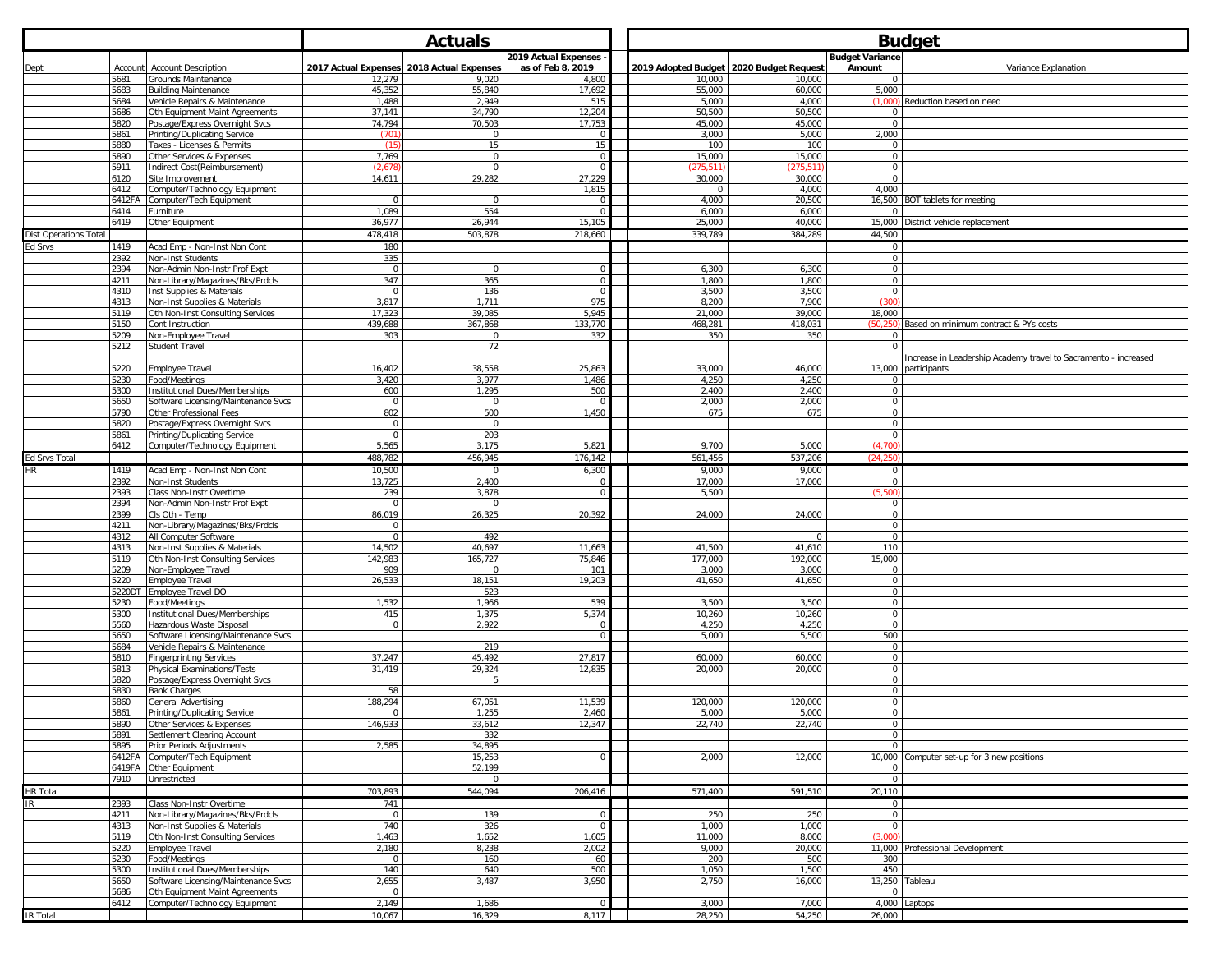| | | | Actuals | | | Budget | | | |
|---|---|---|---|---|---|---|---|---|---|
| Dept | Account | Account Description | 2017 Actual Expenses | 2018 Actual Expenses | 2019 Actual Expenses - as of Feb 8, 2019 | 2019 Adopted Budget | 2020 Budget Request | Budget Variance Amount | Variance Explanation |
| | 5681 | Grounds Maintenance | 12,279 | 9,020 | 4,800 | 10,000 | 10,000 | 0 | |
| | 5683 | Building Maintenance | 45,352 | 55,840 | 17,692 | 55,000 | 60,000 | 5,000 | |
| | 5684 | Vehicle Repairs & Maintenance | 1,488 | 2,949 | 515 | 5,000 | 4,000 | (1,000) | Reduction based on need |
| | 5686 | Oth Equipment Maint Agreements | 37,141 | 34,790 | 12,204 | 50,500 | 50,500 | 0 | |
| | 5820 | Postage/Express Overnight Svcs | 74,794 | 70,503 | 17,753 | 45,000 | 45,000 | 0 | |
| | 5861 | Printing/Duplicating Service | (701) | 0 | 0 | 3,000 | 5,000 | 2,000 | |
| | 5880 | Taxes - Licenses & Permits | (15) | 15 | 15 | 100 | 100 | 0 | |
| | 5890 | Other Services & Expenses | 7,769 | 0 | 0 | 15,000 | 15,000 | 0 | |
| | 5911 | Indirect Cost(Reimbursement) | (2,678) | 0 | 0 | (275,511) | (275,511) | 0 | |
| | 6120 | Site Improvement | 14,611 | 29,282 | 27,229 | 30,000 | 30,000 | 0 | |
| | 6412 | Computer/Technology Equipment | | | 1,815 | 0 | 4,000 | 4,000 | |
| | 6412FA | Computer/Tech Equipment | 0 | 0 | 0 | 4,000 | 20,500 | 16,500 | BOT tablets for meeting |
| | 6414 | Furniture | 1,089 | 554 | 0 | 6,000 | 6,000 | 0 | |
| | 6419 | Other Equipment | 36,977 | 26,944 | 15,105 | 25,000 | 40,000 | 15,000 | District vehicle replacement |
| Dist Operations Total | | | 478,418 | 503,878 | 218,660 | 339,789 | 384,289 | 44,500 | |
| Ed Srvs | 1419 | Acad Emp - Non-Inst Non Cont | 180 | | | | | 0 | |
| | 2392 | Non-Inst Students | 335 | | | | | 0 | |
| | 2394 | Non-Admin Non-Instr Prof Expt | 0 | 0 | 0 | 6,300 | 6,300 | 0 | |
| | 4211 | Non-Library/Magazines/Bks/Prdcls | 347 | 365 | 0 | 1,800 | 1,800 | 0 | |
| | 4310 | Inst Supplies & Materials | 0 | 136 | 0 | 3,500 | 3,500 | 0 | |
| | 4313 | Non-Inst Supplies & Materials | 3,817 | 1,711 | 975 | 8,200 | 7,900 | (300) | |
| | 5119 | Oth Non-Inst Consulting Services | 17,323 | 39,085 | 5,945 | 21,000 | 39,000 | 18,000 | |
| | 5150 | Cont Instruction | 439,688 | 367,868 | 133,770 | 468,281 | 418,031 | (50,250) | Based on minimum contract & PYs costs |
| | 5209 | Non-Employee Travel | 303 | 0 | 332 | 350 | 350 | 0 | |
| | 5212 | Student Travel | | 72 | | | | 0 | |
| | 5220 | Employee Travel | 16,402 | 38,558 | 25,863 | 33,000 | 46,000 | 13,000 | Increase in Leadership Academy travel to Sacramento - increased participants |
| | 5230 | Food/Meetings | 3,420 | 3,977 | 1,486 | 4,250 | 4,250 | 0 | |
| | 5300 | Institutional Dues/Memberships | 600 | 1,295 | 500 | 2,400 | 2,400 | 0 | |
| | 5650 | Software Licensing/Maintenance Svcs | 0 | 0 | | 2,000 | 2,000 | 0 | |
| | 5790 | Other Professional Fees | 802 | 500 | 1,450 | 675 | 675 | 0 | |
| | 5820 | Postage/Express Overnight Svcs | 0 | 0 | | | | 0 | |
| | 5861 | Printing/Duplicating Service | 0 | 203 | | | | 0 | |
| | 6412 | Computer/Technology Equipment | 5,565 | 3,175 | 5,821 | 9,700 | 5,000 | (4,700) | |
| Ed Srvs Total | | | 488,782 | 456,945 | 176,142 | 561,456 | 537,206 | (24,250) | |
| HR | 1419 | Acad Emp - Non-Inst Non Cont | 10,500 | 0 | 6,300 | 9,000 | 9,000 | 0 | |
| | 2392 | Non-Inst Students | 13,725 | 2,400 | 0 | 17,000 | 17,000 | 0 | |
| | 2393 | Class Non-Instr Overtime | 239 | 3,878 | 0 | 5,500 | | (5,500) | |
| | 2394 | Non-Admin Non-Instr Prof Expt | 0 | 0 | | | | 0 | |
| | 2399 | Cls Oth - Temp | 86,019 | 26,325 | 20,392 | 24,000 | 24,000 | 0 | |
| | 4211 | Non-Library/Magazines/Bks/Prdcls | 0 | | | | | 0 | |
| | 4312 | All Computer Software | 0 | 492 | | | 0 | 0 | |
| | 4313 | Non-Inst Supplies & Materials | 14,502 | 40,697 | 11,663 | 41,500 | 41,610 | 110 | |
| | 5119 | Oth Non-Inst Consulting Services | 142,983 | 165,727 | 75,846 | 177,000 | 192,000 | 15,000 | |
| | 5209 | Non-Employee Travel | 909 | 0 | 101 | 3,000 | 3,000 | 0 | |
| | 5220 | Employee Travel | 26,533 | 18,151 | 19,203 | 41,650 | 41,650 | 0 | |
| | 5220DT | Employee Travel DO | | 523 | | | | 0 | |
| | 5230 | Food/Meetings | 1,532 | 1,966 | 539 | 3,500 | 3,500 | 0 | |
| | 5300 | Institutional Dues/Memberships | 415 | 1,375 | 5,374 | 10,260 | 10,260 | 0 | |
| | 5560 | Hazardous Waste Disposal | 0 | 2,922 | 0 | 4,250 | 4,250 | 0 | |
| | 5650 | Software Licensing/Maintenance Svcs | | | 0 | 5,000 | 5,500 | 500 | |
| | 5684 | Vehicle Repairs & Maintenance | | 219 | | | | 0 | |
| | 5810 | Fingerprinting Services | 37,247 | 45,492 | 27,817 | 60,000 | 60,000 | 0 | |
| | 5813 | Physical Examinations/Tests | 31,419 | 29,324 | 12,835 | 20,000 | 20,000 | 0 | |
| | 5820 | Postage/Express Overnight Svcs | | 5 | | | | 0 | |
| | 5830 | Bank Charges | 58 | | | | | 0 | |
| | 5860 | General Advertising | 188,294 | 67,051 | 11,539 | 120,000 | 120,000 | 0 | |
| | 5861 | Printing/Duplicating Service | 0 | 1,255 | 2,460 | 5,000 | 5,000 | 0 | |
| | 5890 | Other Services & Expenses | 146,933 | 33,612 | 12,347 | 22,740 | 22,740 | 0 | |
| | 5891 | Settlement Clearing Account | | 332 | | | | 0 | |
| | 5895 | Prior Periods Adjustments | 2,585 | 34,895 | | | | 0 | |
| | 6412FA | Computer/Tech Equipment | | 15,253 | 0 | 2,000 | 12,000 | 10,000 | Computer set-up for 3 new positions |
| | 6419FA | Other Equipment | | 52,199 | | | | 0 | |
| | 7910 | Unrestricted | | 0 | | | | 0 | |
| HR Total | | | 703,893 | 544,094 | 206,416 | 571,400 | 591,510 | 20,110 | |
| IR | 2393 | Class Non-Instr Overtime | 741 | | | | | 0 | |
| | 4211 | Non-Library/Magazines/Bks/Prdcls | 0 | 139 | 0 | 250 | 250 | 0 | |
| | 4313 | Non-Inst Supplies & Materials | 740 | 326 | 0 | 1,000 | 1,000 | 0 | |
| | 5119 | Oth Non-Inst Consulting Services | 1,463 | 1,652 | 1,605 | 11,000 | 8,000 | (3,000) | |
| | 5220 | Employee Travel | 2,180 | 8,238 | 2,002 | 9,000 | 20,000 | 11,000 | Professional Development |
| | 5230 | Food/Meetings | 0 | 160 | 60 | 200 | 500 | 300 | |
| | 5300 | Institutional Dues/Memberships | 140 | 640 | 500 | 1,050 | 1,500 | 450 | |
| | 5650 | Software Licensing/Maintenance Svcs | 2,655 | 3,487 | 3,950 | 2,750 | 16,000 | 13,250 | Tableau |
| | 5686 | Oth Equipment Maint Agreements | 0 | | | | | 0 | |
| | 6412 | Computer/Technology Equipment | 2,149 | 1,686 | 0 | 3,000 | 7,000 | 4,000 | Laptops |
| IR Total | | | 10,067 | 16,329 | 8,117 | 28,250 | 54,250 | 26,000 | |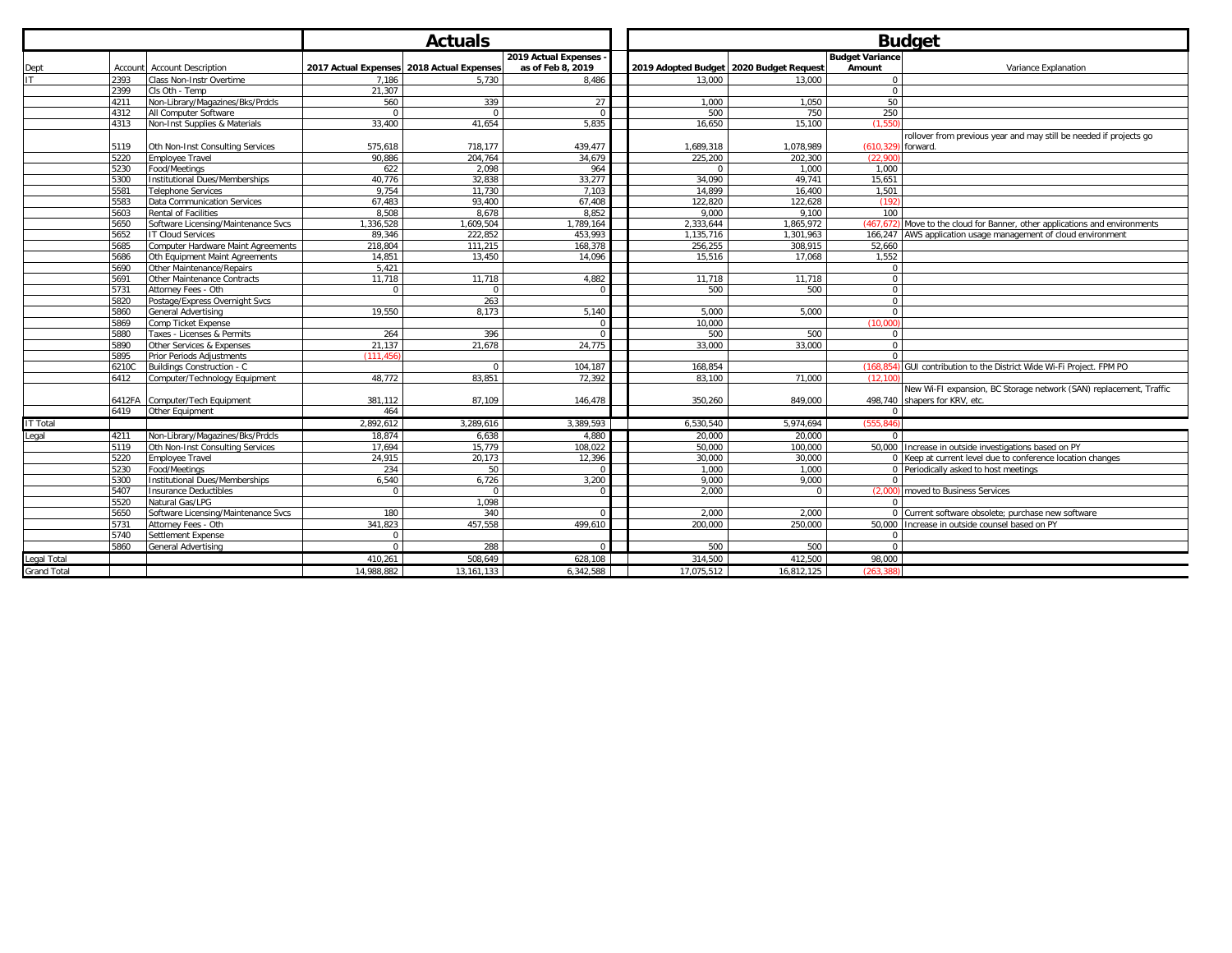| | | | Actuals | | | Budget | | | |
|---|---|---|---|---|---|---|---|---|---|
| Dept | Account | Account Description | 2017 Actual Expenses | 2018 Actual Expenses | 2019 Actual Expenses - as of Feb 8, 2019 | 2019 Adopted Budget | 2020 Budget Request | Budget Variance Amount | Variance Explanation |
| IT | 2393 | Class Non-Instr Overtime | 7,186 | 5,730 | 8,486 | 13,000 | 13,000 | 0 | |
| | 2399 | Cls Oth - Temp | 21,307 | | | | | 0 | |
| | 4211 | Non-Library/Magazines/Bks/Prdcls | 560 | 339 | 27 | 1,000 | 1,050 | 50 | |
| | 4312 | All Computer Software | 0 | 0 | 0 | 500 | 750 | 250 | |
| | 4313 | Non-Inst Supplies & Materials | 33,400 | 41,654 | 5,835 | 16,650 | 15,100 | (1,550) | |
| | 5119 | Oth Non-Inst Consulting Services | 575,618 | 718,177 | 439,477 | 1,689,318 | 1,078,989 | (610,329) | rollover from previous year and may still be needed if projects go forward. |
| | 5220 | Employee Travel | 90,886 | 204,764 | 34,679 | 225,200 | 202,300 | (22,900) | |
| | 5230 | Food/Meetings | 622 | 2,098 | 964 | 0 | 1,000 | 1,000 | |
| | 5300 | Institutional Dues/Memberships | 40,776 | 32,838 | 33,277 | 34,090 | 49,741 | 15,651 | |
| | 5581 | Telephone Services | 9,754 | 11,730 | 7,103 | 14,899 | 16,400 | 1,501 | |
| | 5583 | Data Communication Services | 67,483 | 93,400 | 67,408 | 122,820 | 122,628 | (192) | |
| | 5603 | Rental of Facilities | 8,508 | 8,678 | 8,852 | 9,000 | 9,100 | 100 | |
| | 5650 | Software Licensing/Maintenance Svcs | 1,336,528 | 1,609,504 | 1,789,164 | 2,333,644 | 1,865,972 | (467,672) | Move to the cloud for Banner, other applications and environments |
| | 5652 | IT Cloud Services | 89,346 | 222,852 | 453,993 | 1,135,716 | 1,301,963 | 166,247 | AWS application usage management of cloud environment |
| | 5685 | Computer Hardware Maint Agreements | 218,804 | 111,215 | 168,378 | 256,255 | 308,915 | 52,660 | |
| | 5686 | Oth Equipment Maint Agreements | 14,851 | 13,450 | 14,096 | 15,516 | 17,068 | 1,552 | |
| | 5690 | Other Maintenance/Repairs | 5,421 | | | | | 0 | |
| | 5691 | Other Maintenance Contracts | 11,718 | 11,718 | 4,882 | 11,718 | 11,718 | 0 | |
| | 5731 | Attorney Fees - Oth | 0 | 0 | 0 | 500 | 500 | 0 | |
| | 5820 | Postage/Express Overnight Svcs | | 263 | | | | 0 | |
| | 5860 | General Advertising | 19,550 | 8,173 | 5,140 | 5,000 | 5,000 | 0 | |
| | 5869 | Comp Ticket Expense | | | 0 | 10,000 | | (10,000) | |
| | 5880 | Taxes - Licenses & Permits | 264 | 396 | 0 | 500 | 500 | 0 | |
| | 5890 | Other Services & Expenses | 21,137 | 21,678 | 24,775 | 33,000 | 33,000 | 0 | |
| | 5895 | Prior Periods Adjustments | (111,456) | | | | | 0 | |
| | 6210C | Buildings Construction - C | | 0 | 104,187 | 168,854 | | (168,854) | GUI contribution to the District Wide Wi-Fi Project. FPM PO |
| | 6412 | Computer/Technology Equipment | 48,772 | 83,851 | 72,392 | 83,100 | 71,000 | (12,100) | |
| | 6412FA | Computer/Tech Equipment | 381,112 | 87,109 | 146,478 | 350,260 | 849,000 | 498,740 | New Wi-FI expansion, BC Storage network (SAN) replacement, Traffic shapers for KRV, etc. |
| | 6419 | Other Equipment | 464 | | | | | 0 | |
| IT Total | | | 2,892,612 | 3,289,616 | 3,389,593 | 6,530,540 | 5,974,694 | (555,846) | |
| Legal | 4211 | Non-Library/Magazines/Bks/Prdcls | 18,874 | 6,638 | 4,880 | 20,000 | 20,000 | 0 | |
| | 5119 | Oth Non-Inst Consulting Services | 17,694 | 15,779 | 108,022 | 50,000 | 100,000 | 50,000 | Increase in outside investigations based on PY |
| | 5220 | Employee Travel | 24,915 | 20,173 | 12,396 | 30,000 | 30,000 | 0 | Keep at current level due to conference location changes |
| | 5230 | Food/Meetings | 234 | 50 | 0 | 1,000 | 1,000 | 0 | Periodically asked to host meetings |
| | 5300 | Institutional Dues/Memberships | 6,540 | 6,726 | 3,200 | 9,000 | 9,000 | 0 | |
| | 5407 | Insurance Deductibles | 0 | 0 | 0 | 2,000 | 0 | (2,000) | moved to Business Services |
| | 5520 | Natural Gas/LPG | | 1,098 | | | | 0 | |
| | 5650 | Software Licensing/Maintenance Svcs | 180 | 340 | 0 | 2,000 | 2,000 | 0 | Current software obsolete; purchase new software |
| | 5731 | Attorney Fees - Oth | 341,823 | 457,558 | 499,610 | 200,000 | 250,000 | 50,000 | Increase in outside counsel based on PY |
| | 5740 | Settlement Expense | 0 | | | | | 0 | |
| | 5860 | General Advertising | 0 | 288 | 0 | 500 | 500 | 0 | |
| Legal Total | | | 410,261 | 508,649 | 628,108 | 314,500 | 412,500 | 98,000 | |
| Grand Total | | | 14,988,882 | 13,161,133 | 6,342,588 | 17,075,512 | 16,812,125 | (263,388) | |